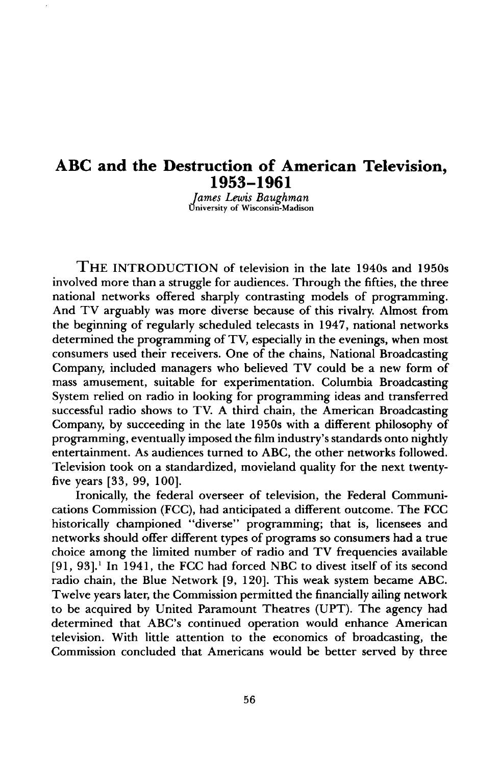# ABC and the Destruction of American Television, 1953–1961

*James Lewis Baughman*
University of Wisconsin-Madison

THE INTRODUCTION of television in the late 1940s and 1950s involved more than a struggle for audiences. Through the fifties, the three national networks offered sharply contrasting models of programming. And TV arguably was more diverse because of this rivalry. Almost from the beginning of regularly scheduled telecasts in 1947, national networks determined the programming of TV, especially in the evenings, when most consumers used their receivers. One of the chains, National Broadcasting Company, included managers who believed TV could be a new form of mass amusement, suitable for experimentation. Columbia Broadcasting System relied on radio in looking for programming ideas and transferred successful radio shows to TV. A third chain, the American Broadcasting Company, by succeeding in the late 1950s with a different philosophy of programming, eventually imposed the film industry's standards onto nightly entertainment. As audiences turned to ABC, the other networks followed. Television took on a standardized, movieland quality for the next twenty-five years [33, 99, 100].

Ironically, the federal overseer of television, the Federal Communications Commission (FCC), had anticipated a different outcome. The FCC historically championed "diverse" programming; that is, licensees and networks should offer different types of programs so consumers had a true choice among the limited number of radio and TV frequencies available [91, 93].[1] In 1941, the FCC had forced NBC to divest itself of its second radio chain, the Blue Network [9, 120]. This weak system became ABC. Twelve years later, the Commission permitted the financially ailing network to be acquired by United Paramount Theatres (UPT). The agency had determined that ABC's continued operation would enhance American television. With little attention to the economics of broadcasting, the Commission concluded that Americans would be better served by three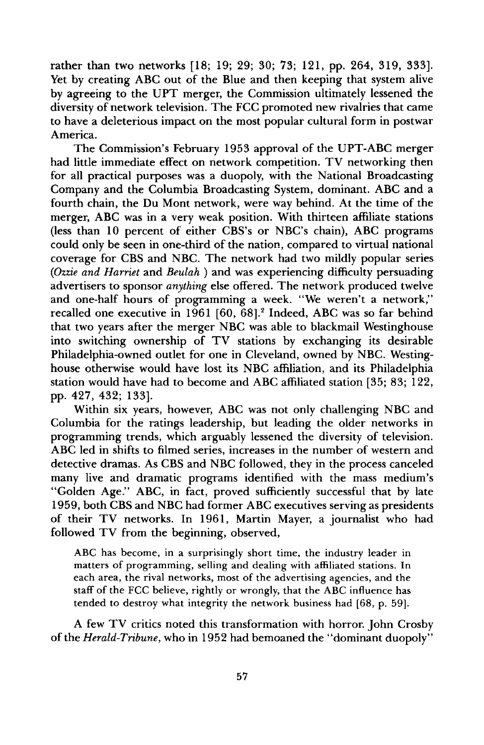rather than two networks [18; 19; 29; 30; 73; 121, pp. 264, 319, 333]. Yet by creating ABC out of the Blue and then keeping that system alive by agreeing to the UPT merger, the Commission ultimately lessened the diversity of network television. The FCC promoted new rivalries that came to have a deleterious impact on the most popular cultural form in postwar America.

The Commission's February 1953 approval of the UPT-ABC merger had little immediate effect on network competition. TV networking then for all practical purposes was a duopoly, with the National Broadcasting Company and the Columbia Broadcasting System, dominant. ABC and a fourth chain, the Du Mont network, were way behind. At the time of the merger, ABC was in a very weak position. With thirteen affiliate stations (less than 10 percent of either CBS's or NBC's chain), ABC programs could only be seen in one-third of the nation, compared to virtual national coverage for CBS and NBC. The network had two mildly popular series (*Ozzie and Harriet* and *Beulah* ) and was experiencing difficulty persuading advertisers to sponsor *anything* else offered. The network produced twelve and one-half hours of programming a week. "We weren't a network," recalled one executive in 1961 [60, 68].[2] Indeed, ABC was so far behind that two years after the merger NBC was able to blackmail Westinghouse into switching ownership of TV stations by exchanging its desirable Philadelphia-owned outlet for one in Cleveland, owned by NBC. Westinghouse otherwise would have lost its NBC affiliation, and its Philadelphia station would have had to become and ABC affiliated station [35; 83; 122, pp. 427, 432; 133].

Within six years, however, ABC was not only challenging NBC and Columbia for the ratings leadership, but leading the older networks in programming trends, which arguably lessened the diversity of television. ABC led in shifts to filmed series, increases in the number of western and detective dramas. As CBS and NBC followed, they in the process canceled many live and dramatic programs identified with the mass medium's "Golden Age." ABC, in fact, proved sufficiently successful that by late 1959, both CBS and NBC had former ABC executives serving as presidents of their TV networks. In 1961, Martin Mayer, a journalist who had followed TV from the beginning, observed,

> ABC has become, in a surprisingly short time, the industry leader in matters of programming, selling and dealing with affiliated stations. In each area, the rival networks, most of the advertising agencies, and the staff of the FCC believe, rightly or wrongly, that the ABC influence has tended to destroy what integrity the network business had [68, p. 59].

A few TV critics noted this transformation with horror. John Crosby of the *Herald-Tribune*, who in 1952 had bemoaned the "dominant duopoly"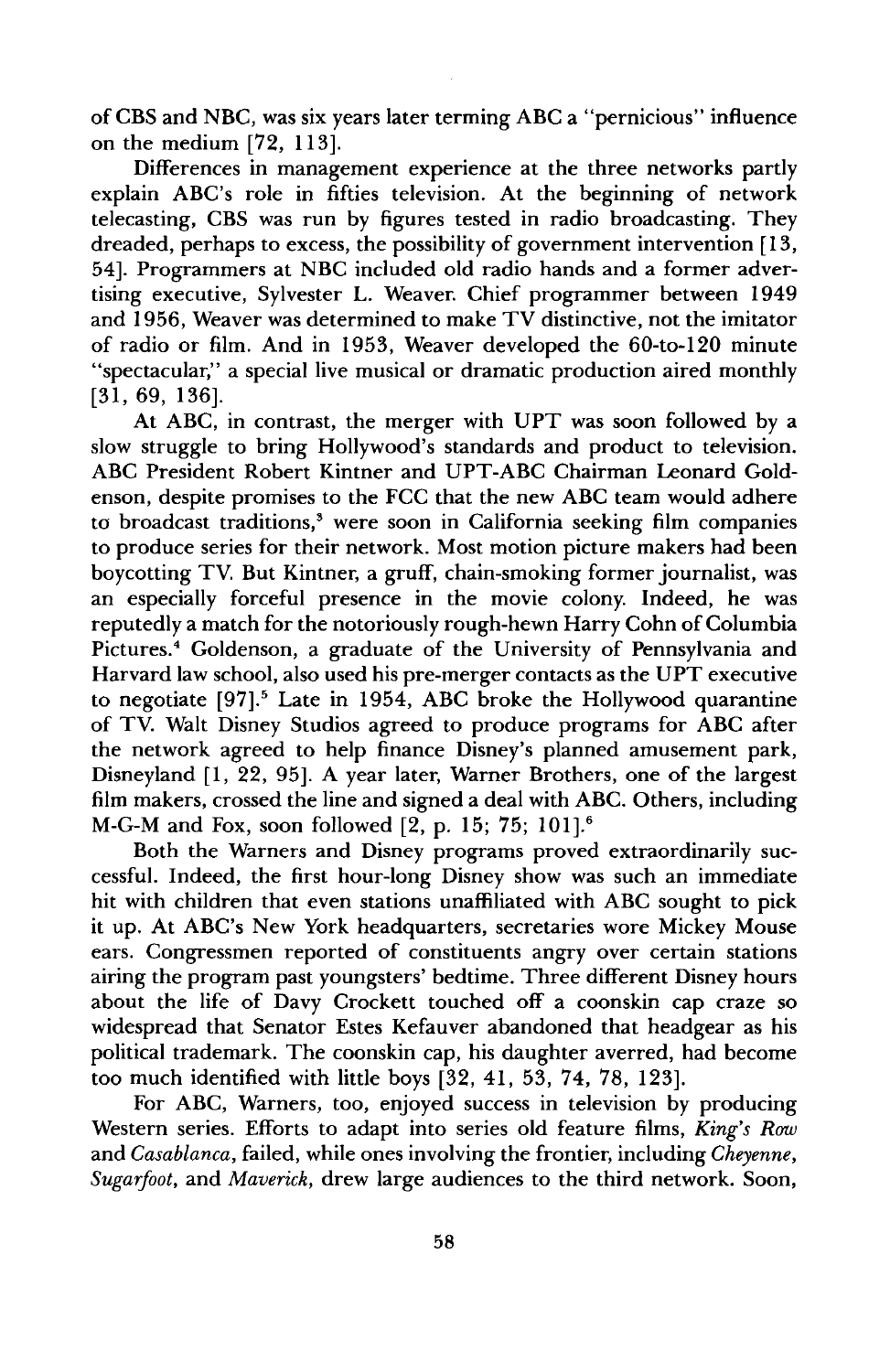of CBS and NBC, was six years later terming ABC a "pernicious" influence on the medium [72, 113].

Differences in management experience at the three networks partly explain ABC's role in fifties television. At the beginning of network telecasting, CBS was run by figures tested in radio broadcasting. They dreaded, perhaps to excess, the possibility of government intervention [13, 54]. Programmers at NBC included old radio hands and a former advertising executive, Sylvester L. Weaver. Chief programmer between 1949 and 1956, Weaver was determined to make TV distinctive, not the imitator of radio or film. And in 1953, Weaver developed the 60-to-120 minute "spectacular," a special live musical or dramatic production aired monthly [31, 69, 136].

At ABC, in contrast, the merger with UPT was soon followed by a slow struggle to bring Hollywood's standards and product to television. ABC President Robert Kintner and UPT-ABC Chairman Leonard Goldenson, despite promises to the FCC that the new ABC team would adhere to broadcast traditions,[3] were soon in California seeking film companies to produce series for their network. Most motion picture makers had been boycotting TV. But Kintner, a gruff, chain-smoking former journalist, was an especially forceful presence in the movie colony. Indeed, he was reputedly a match for the notoriously rough-hewn Harry Cohn of Columbia Pictures.[4] Goldenson, a graduate of the University of Pennsylvania and Harvard law school, also used his pre-merger contacts as the UPT executive to negotiate [97].[5] Late in 1954, ABC broke the Hollywood quarantine of TV. Walt Disney Studios agreed to produce programs for ABC after the network agreed to help finance Disney's planned amusement park, Disneyland [1, 22, 95]. A year later, Warner Brothers, one of the largest film makers, crossed the line and signed a deal with ABC. Others, including M-G-M and Fox, soon followed [2, p. 15; 75; 101].[6]

Both the Warners and Disney programs proved extraordinarily successful. Indeed, the first hour-long Disney show was such an immediate hit with children that even stations unaffiliated with ABC sought to pick it up. At ABC's New York headquarters, secretaries wore Mickey Mouse ears. Congressmen reported of constituents angry over certain stations airing the program past youngsters' bedtime. Three different Disney hours about the life of Davy Crockett touched off a coonskin cap craze so widespread that Senator Estes Kefauver abandoned that headgear as his political trademark. The coonskin cap, his daughter averred, had become too much identified with little boys [32, 41, 53, 74, 78, 123].

For ABC, Warners, too, enjoyed success in television by producing Western series. Efforts to adapt into series old feature films, *King's Row* and *Casablanca*, failed, while ones involving the frontier, including *Cheyenne*, *Sugarfoot*, and *Maverick*, drew large audiences to the third network. Soon,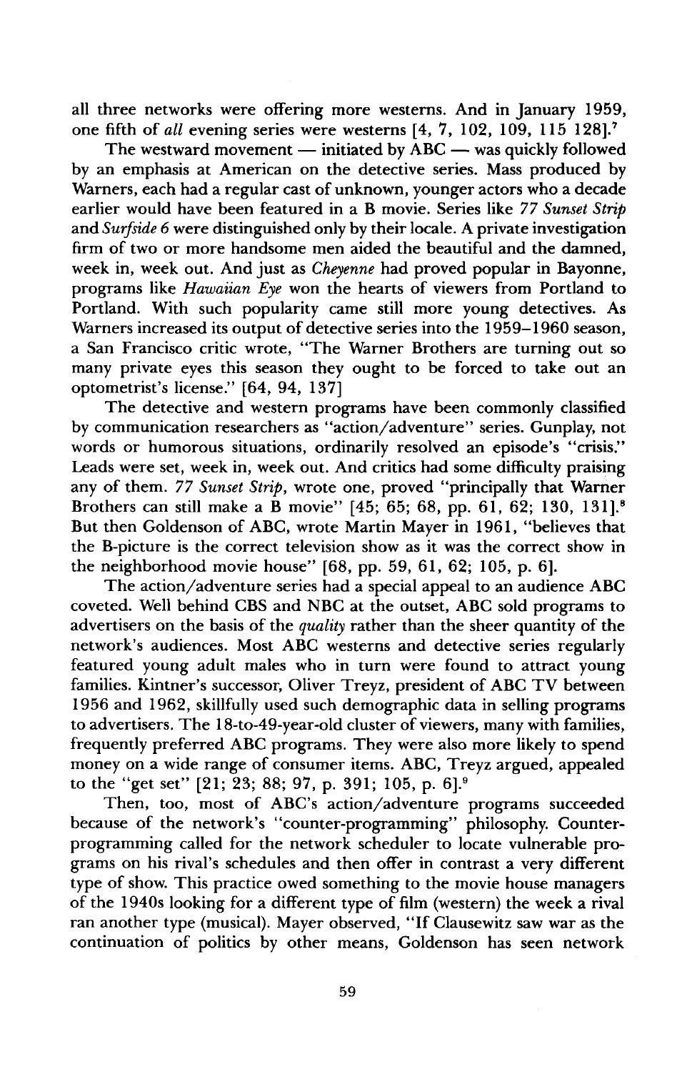all three networks were offering more westerns. And in January 1959, one fifth of *all* evening series were westerns [4, 7, 102, 109, 115 128].[7]

The westward movement — initiated by ABC — was quickly followed by an emphasis at American on the detective series. Mass produced by Warners, each had a regular cast of unknown, younger actors who a decade earlier would have been featured in a B movie. Series like *77 Sunset Strip* and *Surfside 6* were distinguished only by their locale. A private investigation firm of two or more handsome men aided the beautiful and the damned, week in, week out. And just as *Cheyenne* had proved popular in Bayonne, programs like *Hawaiian Eye* won the hearts of viewers from Portland to Portland. With such popularity came still more young detectives. As Warners increased its output of detective series into the 1959–1960 season, a San Francisco critic wrote, "The Warner Brothers are turning out so many private eyes this season they ought to be forced to take out an optometrist's license." [64, 94, 137]

The detective and western programs have been commonly classified by communication researchers as "action/adventure" series. Gunplay, not words or humorous situations, ordinarily resolved an episode's "crisis." Leads were set, week in, week out. And critics had some difficulty praising any of them. *77 Sunset Strip*, wrote one, proved "principally that Warner Brothers can still make a B movie" [45; 65; 68, pp. 61, 62; 130, 131].[8] But then Goldenson of ABC, wrote Martin Mayer in 1961, "believes that the B-picture is the correct television show as it was the correct show in the neighborhood movie house" [68, pp. 59, 61, 62; 105, p. 6].

The action/adventure series had a special appeal to an audience ABC coveted. Well behind CBS and NBC at the outset, ABC sold programs to advertisers on the basis of the *quality* rather than the sheer quantity of the network's audiences. Most ABC westerns and detective series regularly featured young adult males who in turn were found to attract young families. Kintner's successor, Oliver Treyz, president of ABC TV between 1956 and 1962, skillfully used such demographic data in selling programs to advertisers. The 18-to-49-year-old cluster of viewers, many with families, frequently preferred ABC programs. They were also more likely to spend money on a wide range of consumer items. ABC, Treyz argued, appealed to the "get set" [21; 23; 88; 97, p. 391; 105, p. 6].[9]

Then, too, most of ABC's action/adventure programs succeeded because of the network's "counter-programming" philosophy. Counter-programming called for the network scheduler to locate vulnerable programs on his rival's schedules and then offer in contrast a very different type of show. This practice owed something to the movie house managers of the 1940s looking for a different type of film (western) the week a rival ran another type (musical). Mayer observed, "If Clausewitz saw war as the continuation of politics by other means, Goldenson has seen network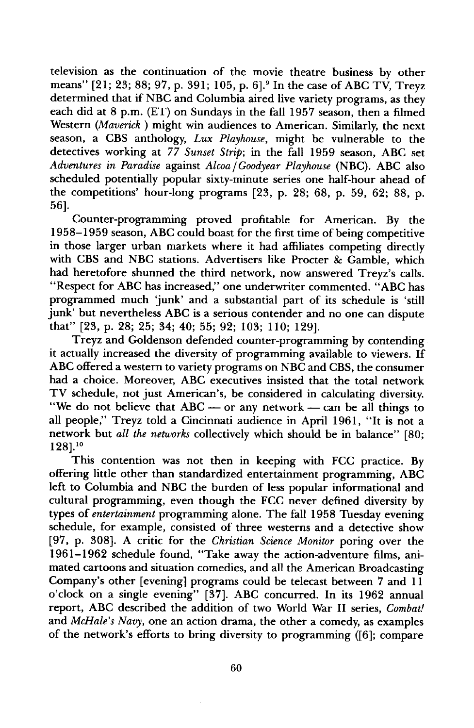television as the continuation of the movie theatre business by other means" [21; 23; 88; 97, p. 391; 105, p. 6].[9] In the case of ABC TV, Treyz determined that if NBC and Columbia aired live variety programs, as they each did at 8 p.m. (ET) on Sundays in the fall 1957 season, then a filmed Western (*Maverick* ) might win audiences to American. Similarly, the next season, a CBS anthology, *Lux Playhouse*, might be vulnerable to the detectives working at *77 Sunset Strip*; in the fall 1959 season, ABC set *Adventures in Paradise* against *Alcoa/Goodyear Playhouse* (NBC). ABC also scheduled potentially popular sixty-minute series one half-hour ahead of the competitions' hour-long programs [23, p. 28; 68, p. 59, 62; 88, p. 56].

Counter-programming proved profitable for American. By the 1958–1959 season, ABC could boast for the first time of being competitive in those larger urban markets where it had affiliates competing directly with CBS and NBC stations. Advertisers like Procter & Gamble, which had heretofore shunned the third network, now answered Treyz's calls. "Respect for ABC has increased," one underwriter commented. "ABC has programmed much 'junk' and a substantial part of its schedule is 'still junk' but nevertheless ABC is a serious contender and no one can dispute that" [23, p. 28; 25; 34; 40; 55; 92; 103; 110; 129].

Treyz and Goldenson defended counter-programming by contending it actually increased the diversity of programming available to viewers. If ABC offered a western to variety programs on NBC and CBS, the consumer had a choice. Moreover, ABC executives insisted that the total network TV schedule, not just American's, be considered in calculating diversity. "We do not believe that ABC — or any network — can be all things to all people," Treyz told a Cincinnati audience in April 1961, "It is not a network but *all the networks* collectively which should be in balance" [80; 128].[10]

This contention was not then in keeping with FCC practice. By offering little other than standardized entertainment programming, ABC left to Columbia and NBC the burden of less popular informational and cultural programming, even though the FCC never defined diversity by types of *entertainment* programming alone. The fall 1958 Tuesday evening schedule, for example, consisted of three westerns and a detective show [97, p. 308]. A critic for the *Christian Science Monitor* poring over the 1961–1962 schedule found, "Take away the action-adventure films, animated cartoons and situation comedies, and all the American Broadcasting Company's other [evening] programs could be telecast between 7 and 11 o'clock on a single evening" [37]. ABC concurred. In its 1962 annual report, ABC described the addition of two World War II series, *Combat!* and *McHale's Navy*, one an action drama, the other a comedy, as examples of the network's efforts to bring diversity to programming ([6]; compare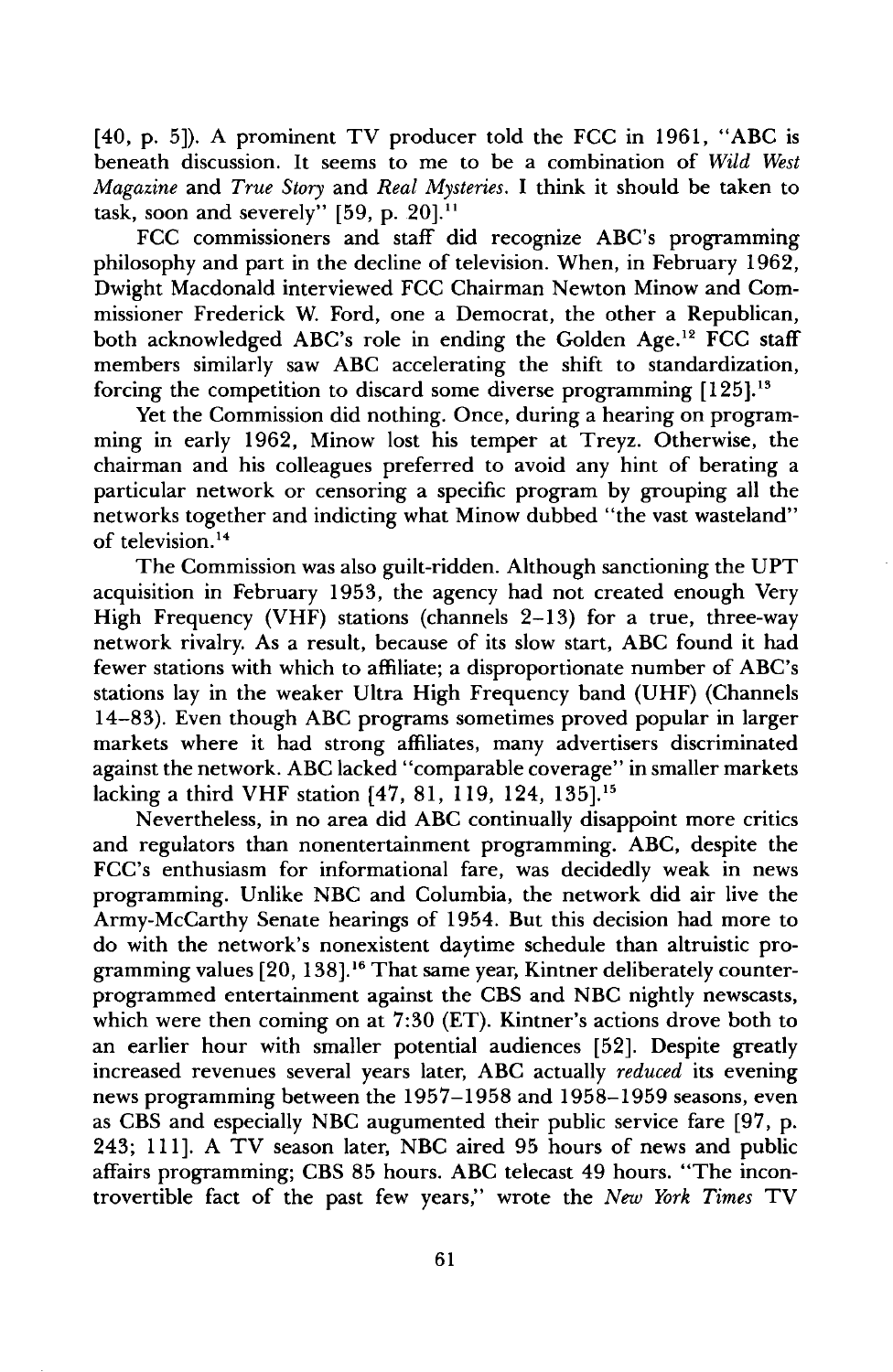[40, p. 5]). A prominent TV producer told the FCC in 1961, "ABC is beneath discussion. It seems to me to be a combination of *Wild West Magazine* and *True Story* and *Real Mysteries*. I think it should be taken to task, soon and severely" [59, p. 20].[11]

FCC commissioners and staff did recognize ABC's programming philosophy and part in the decline of television. When, in February 1962, Dwight Macdonald interviewed FCC Chairman Newton Minow and Commissioner Frederick W. Ford, one a Democrat, the other a Republican, both acknowledged ABC's role in ending the Golden Age.[12] FCC staff members similarly saw ABC accelerating the shift to standardization, forcing the competition to discard some diverse programming [125].[13]

Yet the Commission did nothing. Once, during a hearing on programming in early 1962, Minow lost his temper at Treyz. Otherwise, the chairman and his colleagues preferred to avoid any hint of berating a particular network or censoring a specific program by grouping all the networks together and indicting what Minow dubbed "the vast wasteland" of television.[14]

The Commission was also guilt-ridden. Although sanctioning the UPT acquisition in February 1953, the agency had not created enough Very High Frequency (VHF) stations (channels 2–13) for a true, three-way network rivalry. As a result, because of its slow start, ABC found it had fewer stations with which to affiliate; a disproportionate number of ABC's stations lay in the weaker Ultra High Frequency band (UHF) (Channels 14–83). Even though ABC programs sometimes proved popular in larger markets where it had strong affiliates, many advertisers discriminated against the network. ABC lacked "comparable coverage" in smaller markets lacking a third VHF station [47, 81, 119, 124, 135].[15]

Nevertheless, in no area did ABC continually disappoint more critics and regulators than nonentertainment programming. ABC, despite the FCC's enthusiasm for informational fare, was decidedly weak in news programming. Unlike NBC and Columbia, the network did air live the Army-McCarthy Senate hearings of 1954. But this decision had more to do with the network's nonexistent daytime schedule than altruistic programming values [20, 138].[16] That same year, Kintner deliberately counterprogrammed entertainment against the CBS and NBC nightly newscasts, which were then coming on at 7:30 (ET). Kintner's actions drove both to an earlier hour with smaller potential audiences [52]. Despite greatly increased revenues several years later, ABC actually *reduced* its evening news programming between the 1957–1958 and 1958–1959 seasons, even as CBS and especially NBC augumented their public service fare [97, p. 243; 111]. A TV season later, NBC aired 95 hours of news and public affairs programming; CBS 85 hours. ABC telecast 49 hours. "The incontrovertible fact of the past few years," wrote the *New York Times* TV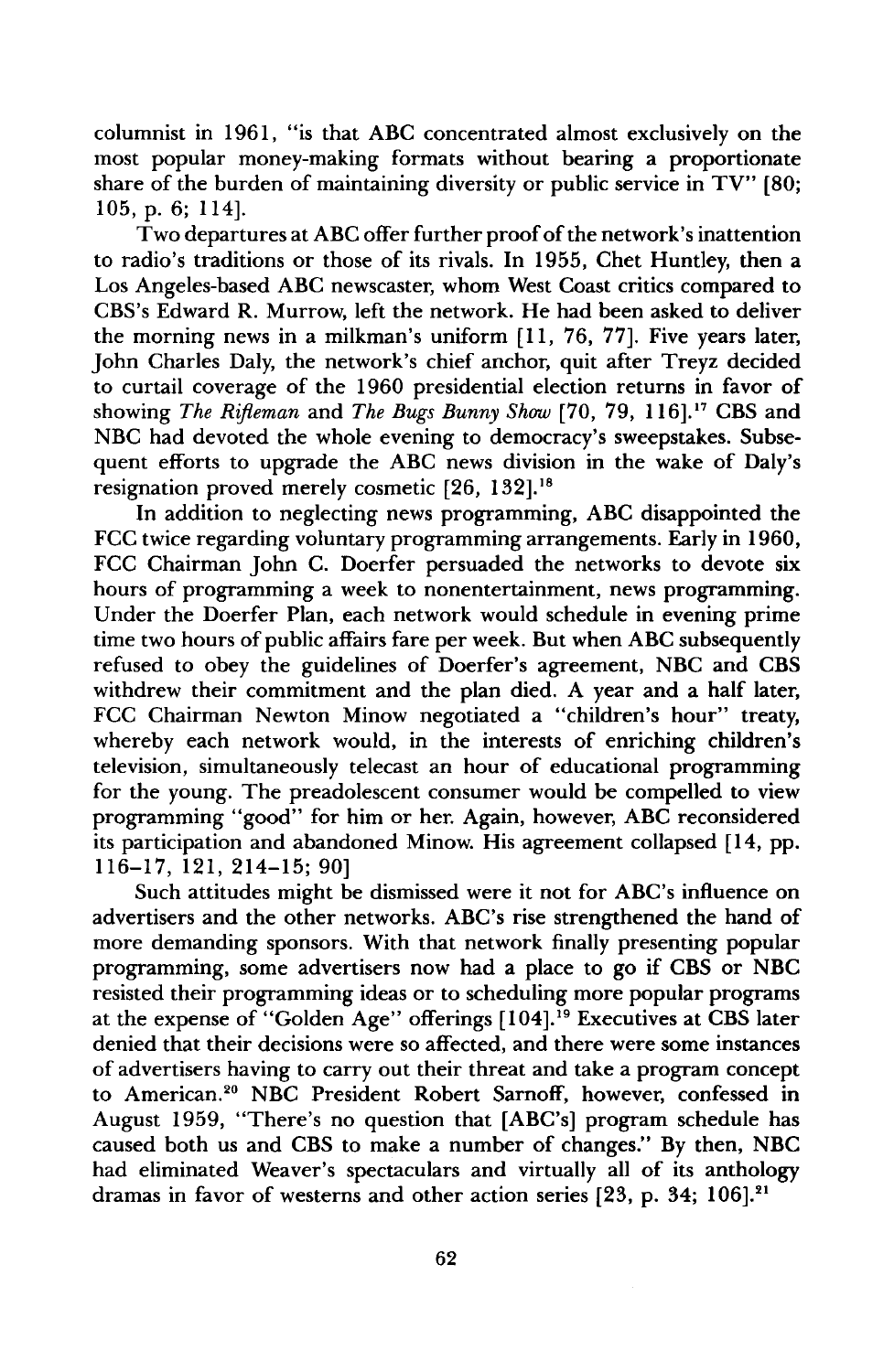columnist in 1961, "is that ABC concentrated almost exclusively on the most popular money-making formats without bearing a proportionate share of the burden of maintaining diversity or public service in TV" [80; 105, p. 6; 114].

Two departures at ABC offer further proof of the network's inattention to radio's traditions or those of its rivals. In 1955, Chet Huntley, then a Los Angeles-based ABC newscaster, whom West Coast critics compared to CBS's Edward R. Murrow, left the network. He had been asked to deliver the morning news in a milkman's uniform [11, 76, 77]. Five years later, John Charles Daly, the network's chief anchor, quit after Treyz decided to curtail coverage of the 1960 presidential election returns in favor of showing *The Rifleman* and *The Bugs Bunny Show* [70, 79, 116].[17] CBS and NBC had devoted the whole evening to democracy's sweepstakes. Subsequent efforts to upgrade the ABC news division in the wake of Daly's resignation proved merely cosmetic [26, 132].[18]

In addition to neglecting news programming, ABC disappointed the FCC twice regarding voluntary programming arrangements. Early in 1960, FCC Chairman John C. Doerfer persuaded the networks to devote six hours of programming a week to nonentertainment, news programming. Under the Doerfer Plan, each network would schedule in evening prime time two hours of public affairs fare per week. But when ABC subsequently refused to obey the guidelines of Doerfer's agreement, NBC and CBS withdrew their commitment and the plan died. A year and a half later, FCC Chairman Newton Minow negotiated a "children's hour" treaty, whereby each network would, in the interests of enriching children's television, simultaneously telecast an hour of educational programming for the young. The preadolescent consumer would be compelled to view programming "good" for him or her. Again, however, ABC reconsidered its participation and abandoned Minow. His agreement collapsed [14, pp. 116–17, 121, 214–15; 90]

Such attitudes might be dismissed were it not for ABC's influence on advertisers and the other networks. ABC's rise strengthened the hand of more demanding sponsors. With that network finally presenting popular programming, some advertisers now had a place to go if CBS or NBC resisted their programming ideas or to scheduling more popular programs at the expense of "Golden Age" offerings [104].[19] Executives at CBS later denied that their decisions were so affected, and there were some instances of advertisers having to carry out their threat and take a program concept to American.[20] NBC President Robert Sarnoff, however, confessed in August 1959, "There's no question that [ABC's] program schedule has caused both us and CBS to make a number of changes." By then, NBC had eliminated Weaver's spectaculars and virtually all of its anthology dramas in favor of westerns and other action series [23, p. 34; 106].[21]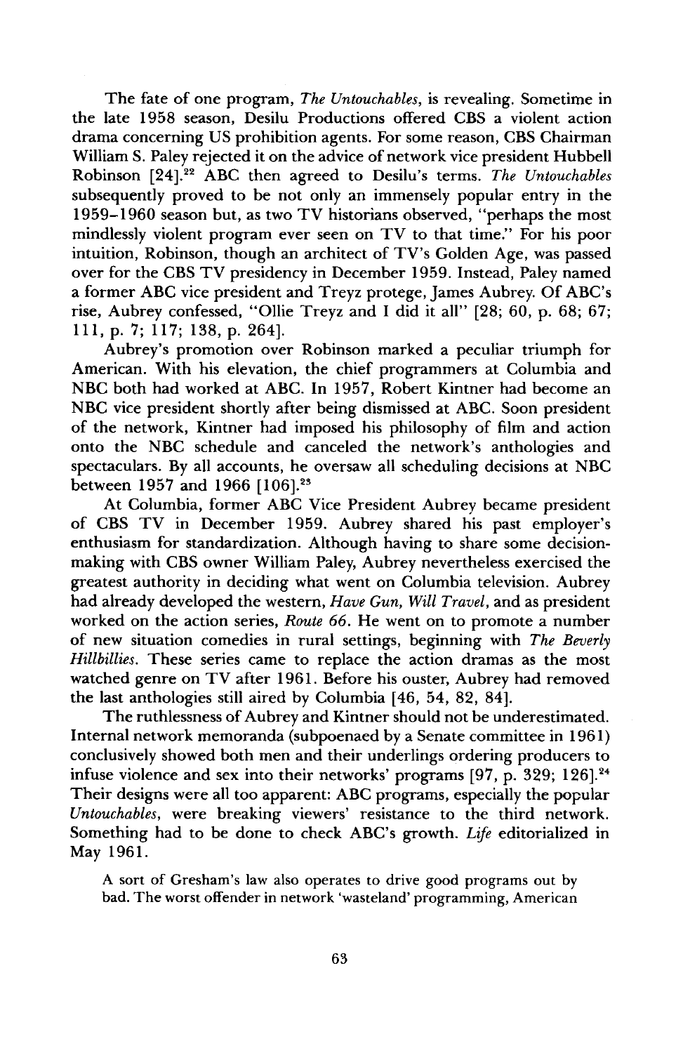The fate of one program, *The Untouchables*, is revealing. Sometime in the late 1958 season, Desilu Productions offered CBS a violent action drama concerning US prohibition agents. For some reason, CBS Chairman William S. Paley rejected it on the advice of network vice president Hubbell Robinson [24].[22] ABC then agreed to Desilu's terms. *The Untouchables* subsequently proved to be not only an immensely popular entry in the 1959–1960 season but, as two TV historians observed, "perhaps the most mindlessly violent program ever seen on TV to that time." For his poor intuition, Robinson, though an architect of TV's Golden Age, was passed over for the CBS TV presidency in December 1959. Instead, Paley named a former ABC vice president and Treyz protege, James Aubrey. Of ABC's rise, Aubrey confessed, "Ollie Treyz and I did it all" [28; 60, p. 68; 67; 111, p. 7; 117; 138, p. 264].

Aubrey's promotion over Robinson marked a peculiar triumph for American. With his elevation, the chief programmers at Columbia and NBC both had worked at ABC. In 1957, Robert Kintner had become an NBC vice president shortly after being dismissed at ABC. Soon president of the network, Kintner had imposed his philosophy of film and action onto the NBC schedule and canceled the network's anthologies and spectaculars. By all accounts, he oversaw all scheduling decisions at NBC between 1957 and 1966 [106].[23]

At Columbia, former ABC Vice President Aubrey became president of CBS TV in December 1959. Aubrey shared his past employer's enthusiasm for standardization. Although having to share some decision-making with CBS owner William Paley, Aubrey nevertheless exercised the greatest authority in deciding what went on Columbia television. Aubrey had already developed the western, *Have Gun, Will Travel*, and as president worked on the action series, *Route 66*. He went on to promote a number of new situation comedies in rural settings, beginning with *The Beverly Hillbillies*. These series came to replace the action dramas as the most watched genre on TV after 1961. Before his ouster, Aubrey had removed the last anthologies still aired by Columbia [46, 54, 82, 84].

The ruthlessness of Aubrey and Kintner should not be underestimated. Internal network memoranda (subpoenaed by a Senate committee in 1961) conclusively showed both men and their underlings ordering producers to infuse violence and sex into their networks' programs [97, p. 329; 126].[24] Their designs were all too apparent: ABC programs, especially the popular *Untouchables*, were breaking viewers' resistance to the third network. Something had to be done to check ABC's growth. *Life* editorialized in May 1961.

> A sort of Gresham's law also operates to drive good programs out by bad. The worst offender in network 'wasteland' programming, American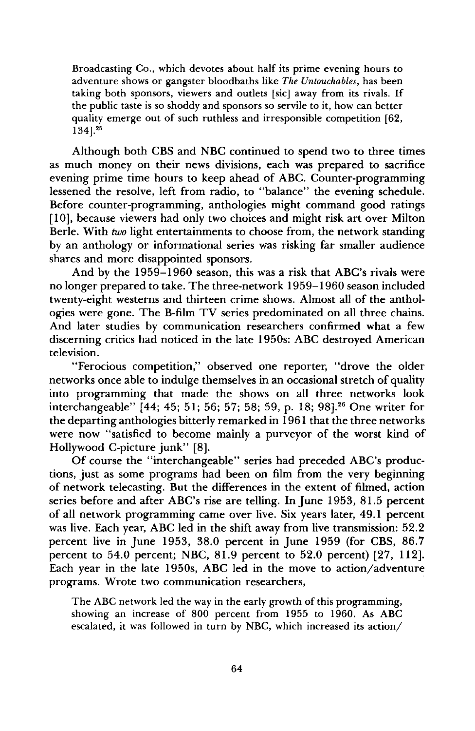> Broadcasting Co., which devotes about half its prime evening hours to adventure shows or gangster bloodbaths like *The Untouchables*, has been taking both sponsors, viewers and outlets [sic] away from its rivals. If the public taste is so shoddy and sponsors so servile to it, how can better quality emerge out of such ruthless and irresponsible competition [62, 134].[25]

Although both CBS and NBC continued to spend two to three times as much money on their news divisions, each was prepared to sacrifice evening prime time hours to keep ahead of ABC. Counter-programming lessened the resolve, left from radio, to "balance" the evening schedule. Before counter-programming, anthologies might command good ratings [10], because viewers had only two choices and might risk art over Milton Berle. With *two* light entertainments to choose from, the network standing by an anthology or informational series was risking far smaller audience shares and more disappointed sponsors.

And by the 1959–1960 season, this was a risk that ABC's rivals were no longer prepared to take. The three-network 1959–1960 season included twenty-eight westerns and thirteen crime shows. Almost all of the anthologies were gone. The B-film TV series predominated on all three chains. And later studies by communication researchers confirmed what a few discerning critics had noticed in the late 1950s: ABC destroyed American television.

"Ferocious competition," observed one reporter, "drove the older networks once able to indulge themselves in an occasional stretch of quality into programming that made the shows on all three networks look interchangeable" [44; 45; 51; 56; 57; 58; 59, p. 18; 98].[26] One writer for the departing anthologies bitterly remarked in 1961 that the three networks were now "satisfied to become mainly a purveyor of the worst kind of Hollywood C-picture junk" [8].

Of course the "interchangeable" series had preceded ABC's productions, just as some programs had been on film from the very beginning of network telecasting. But the differences in the extent of filmed, action series before and after ABC's rise are telling. In June 1953, 81.5 percent of all network programming came over live. Six years later, 49.1 percent was live. Each year, ABC led in the shift away from live transmission: 52.2 percent live in June 1953, 38.0 percent in June 1959 (for CBS, 86.7 percent to 54.0 percent; NBC, 81.9 percent to 52.0 percent) [27, 112]. Each year in the late 1950s, ABC led in the move to action/adventure programs. Wrote two communication researchers,

> The ABC network led the way in the early growth of this programming, showing an increase of 800 percent from 1955 to 1960. As ABC escalated, it was followed in turn by NBC, which increased its action/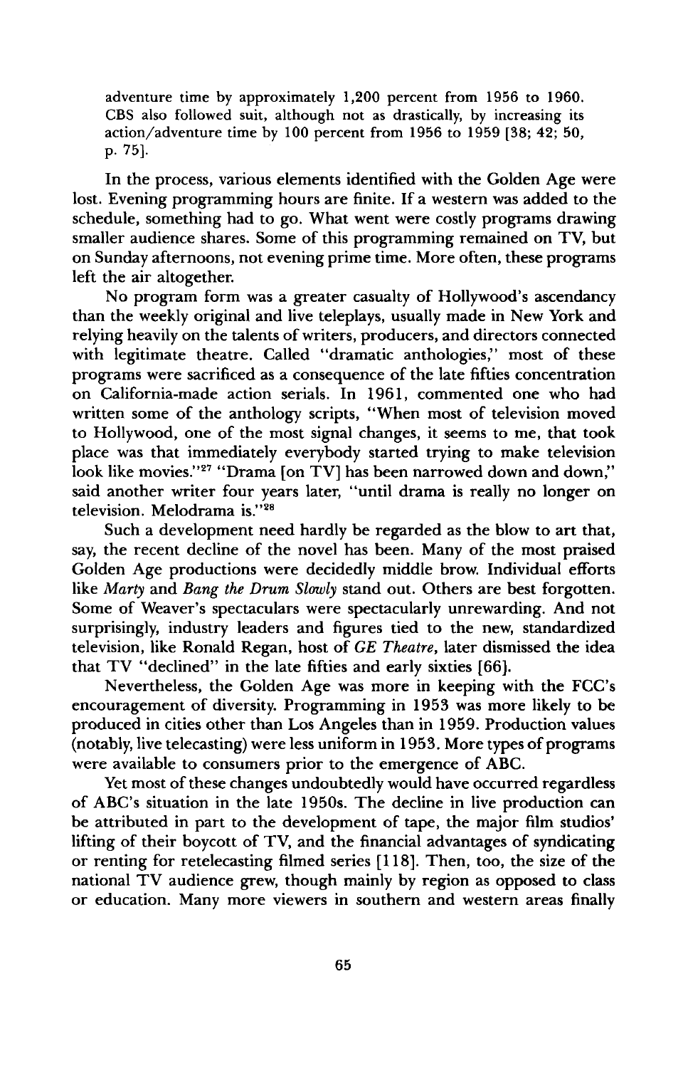adventure time by approximately 1,200 percent from 1956 to 1960. CBS also followed suit, although not as drastically, by increasing its action/adventure time by 100 percent from 1956 to 1959 [38; 42; 50, p. 75].

In the process, various elements identified with the Golden Age were lost. Evening programming hours are finite. If a western was added to the schedule, something had to go. What went were costly programs drawing smaller audience shares. Some of this programming remained on TV, but on Sunday afternoons, not evening prime time. More often, these programs left the air altogether.

No program form was a greater casualty of Hollywood's ascendancy than the weekly original and live teleplays, usually made in New York and relying heavily on the talents of writers, producers, and directors connected with legitimate theatre. Called "dramatic anthologies," most of these programs were sacrificed as a consequence of the late fifties concentration on California-made action serials. In 1961, commented one who had written some of the anthology scripts, "When most of television moved to Hollywood, one of the most signal changes, it seems to me, that took place was that immediately everybody started trying to make television look like movies."[27] "Drama [on TV] has been narrowed down and down," said another writer four years later, "until drama is really no longer on television. Melodrama is."[28]

Such a development need hardly be regarded as the blow to art that, say, the recent decline of the novel has been. Many of the most praised Golden Age productions were decidedly middle brow. Individual efforts like *Marty* and *Bang the Drum Slowly* stand out. Others are best forgotten. Some of Weaver's spectaculars were spectacularly unrewarding. And not surprisingly, industry leaders and figures tied to the new, standardized television, like Ronald Regan, host of *GE Theatre*, later dismissed the idea that TV "declined" in the late fifties and early sixties [66].

Nevertheless, the Golden Age was more in keeping with the FCC's encouragement of diversity. Programming in 1953 was more likely to be produced in cities other than Los Angeles than in 1959. Production values (notably, live telecasting) were less uniform in 1953. More types of programs were available to consumers prior to the emergence of ABC.

Yet most of these changes undoubtedly would have occurred regardless of ABC's situation in the late 1950s. The decline in live production can be attributed in part to the development of tape, the major film studios' lifting of their boycott of TV, and the financial advantages of syndicating or renting for retelecasting filmed series [118]. Then, too, the size of the national TV audience grew, though mainly by region as opposed to class or education. Many more viewers in southern and western areas finally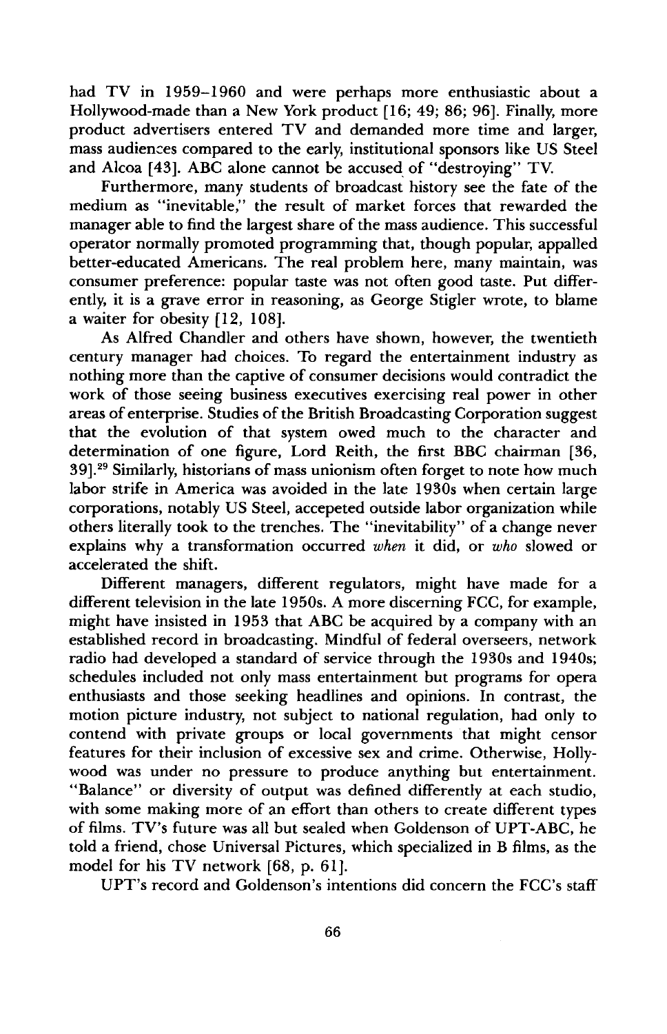had TV in 1959–1960 and were perhaps more enthusiastic about a Hollywood-made than a New York product [16; 49; 86; 96]. Finally, more product advertisers entered TV and demanded more time and larger, mass audiences compared to the early, institutional sponsors like US Steel and Alcoa [43]. ABC alone cannot be accused of "destroying" TV.

Furthermore, many students of broadcast history see the fate of the medium as "inevitable," the result of market forces that rewarded the manager able to find the largest share of the mass audience. This successful operator normally promoted programming that, though popular, appalled better-educated Americans. The real problem here, many maintain, was consumer preference: popular taste was not often good taste. Put differently, it is a grave error in reasoning, as George Stigler wrote, to blame a waiter for obesity [12, 108].

As Alfred Chandler and others have shown, however, the twentieth century manager had choices. To regard the entertainment industry as nothing more than the captive of consumer decisions would contradict the work of those seeing business executives exercising real power in other areas of enterprise. Studies of the British Broadcasting Corporation suggest that the evolution of that system owed much to the character and determination of one figure, Lord Reith, the first BBC chairman [36, 39].[29] Similarly, historians of mass unionism often forget to note how much labor strife in America was avoided in the late 1930s when certain large corporations, notably US Steel, accepeted outside labor organization while others literally took to the trenches. The "inevitability" of a change never explains why a transformation occurred *when* it did, or *who* slowed or accelerated the shift.

Different managers, different regulators, might have made for a different television in the late 1950s. A more discerning FCC, for example, might have insisted in 1953 that ABC be acquired by a company with an established record in broadcasting. Mindful of federal overseers, network radio had developed a standard of service through the 1930s and 1940s; schedules included not only mass entertainment but programs for opera enthusiasts and those seeking headlines and opinions. In contrast, the motion picture industry, not subject to national regulation, had only to contend with private groups or local governments that might censor features for their inclusion of excessive sex and crime. Otherwise, Hollywood was under no pressure to produce anything but entertainment. "Balance" or diversity of output was defined differently at each studio, with some making more of an effort than others to create different types of films. TV's future was all but sealed when Goldenson of UPT-ABC, he told a friend, chose Universal Pictures, which specialized in B films, as the model for his TV network [68, p. 61].

UPT's record and Goldenson's intentions did concern the FCC's staff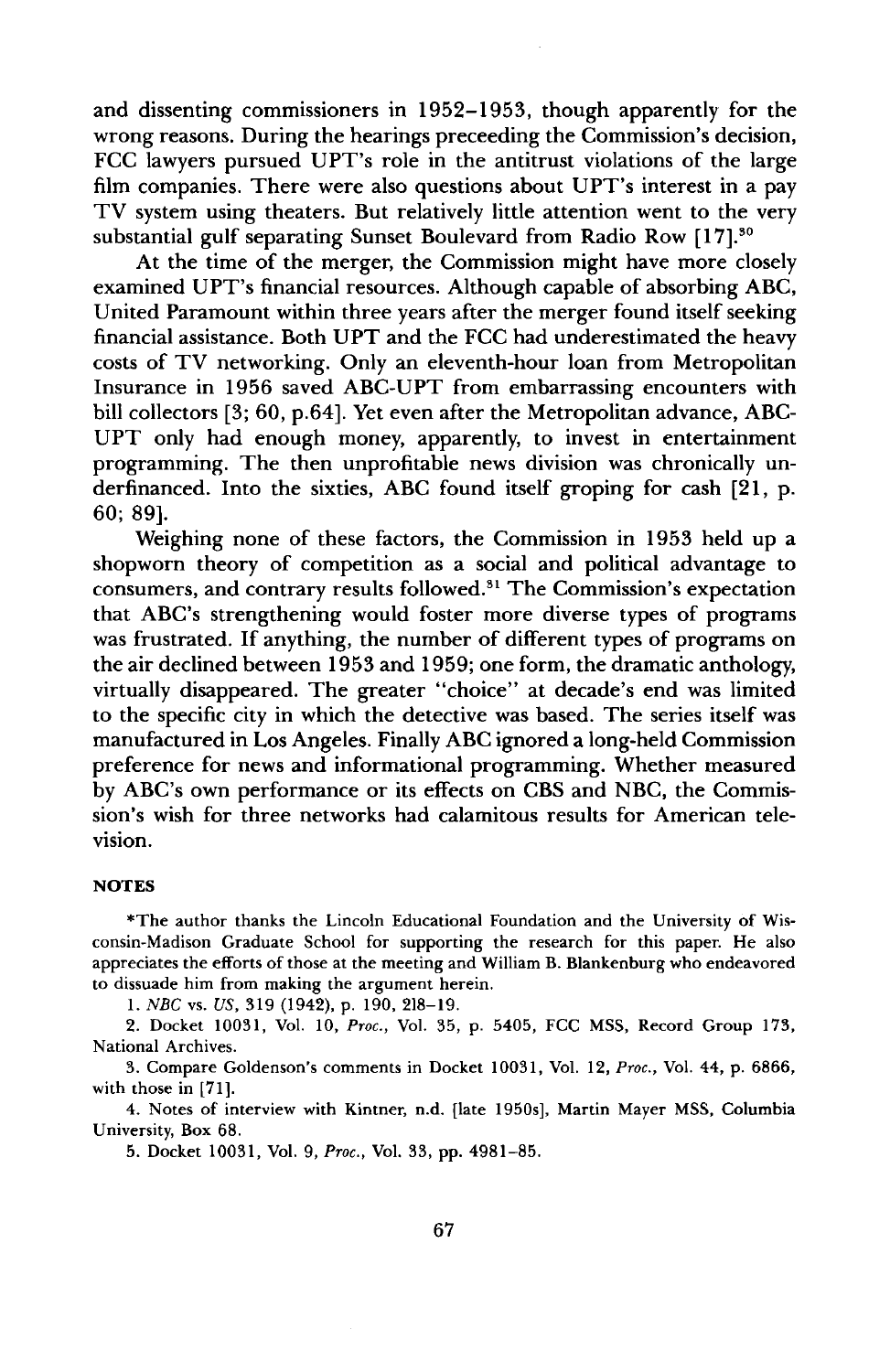and dissenting commissioners in 1952–1953, though apparently for the wrong reasons. During the hearings preceeding the Commission's decision, FCC lawyers pursued UPT's role in the antitrust violations of the large film companies. There were also questions about UPT's interest in a pay TV system using theaters. But relatively little attention went to the very substantial gulf separating Sunset Boulevard from Radio Row [17].[30]

At the time of the merger, the Commission might have more closely examined UPT's financial resources. Although capable of absorbing ABC, United Paramount within three years after the merger found itself seeking financial assistance. Both UPT and the FCC had underestimated the heavy costs of TV networking. Only an eleventh-hour loan from Metropolitan Insurance in 1956 saved ABC-UPT from embarrassing encounters with bill collectors [3; 60, p.64]. Yet even after the Metropolitan advance, ABC-UPT only had enough money, apparently, to invest in entertainment programming. The then unprofitable news division was chronically underfinanced. Into the sixties, ABC found itself groping for cash [21, p. 60; 89].

Weighing none of these factors, the Commission in 1953 held up a shopworn theory of competition as a social and political advantage to consumers, and contrary results followed.[31] The Commission's expectation that ABC's strengthening would foster more diverse types of programs was frustrated. If anything, the number of different types of programs on the air declined between 1953 and 1959; one form, the dramatic anthology, virtually disappeared. The greater "choice" at decade's end was limited to the specific city in which the detective was based. The series itself was manufactured in Los Angeles. Finally ABC ignored a long-held Commission preference for news and informational programming. Whether measured by ABC's own performance or its effects on CBS and NBC, the Commission's wish for three networks had calamitous results for American television.

## NOTES

*The author thanks the Lincoln Educational Foundation and the University of Wisconsin-Madison Graduate School for supporting the research for this paper. He also appreciates the efforts of those at the meeting and William B. Blankenburg who endeavored to dissuade him from making the argument herein.

1. *NBC* vs. *US*, 319 (1942), p. 190, 218–19.

2. Docket 10031, Vol. 10, *Proc.*, Vol. 35, p. 5405, FCC MSS, Record Group 173, National Archives.

3. Compare Goldenson's comments in Docket 10031, Vol. 12, *Proc.*, Vol. 44, p. 6866, with those in [71].

4. Notes of interview with Kintner, n.d. [late 1950s], Martin Mayer MSS, Columbia University, Box 68.

5. Docket 10031, Vol. 9, *Proc.*, Vol. 33, pp. 4981–85.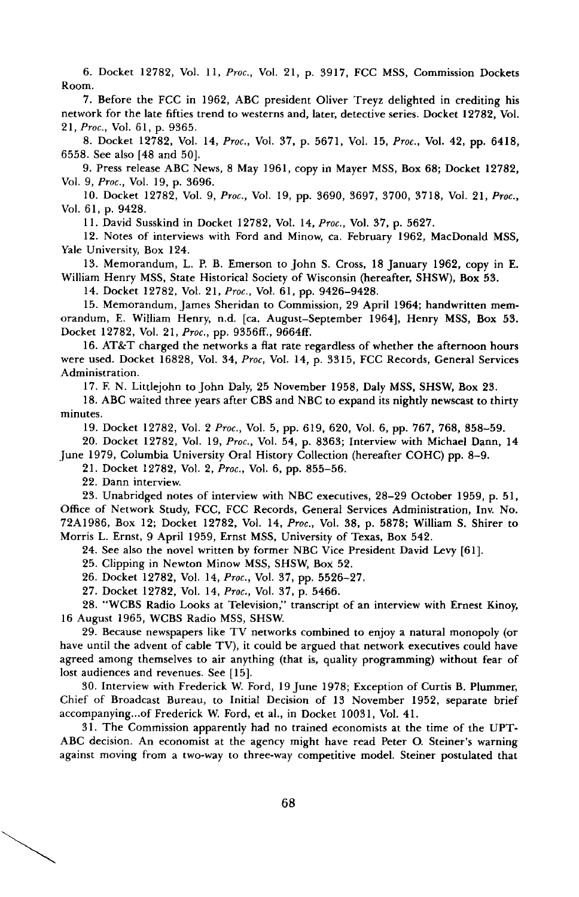6. Docket 12782, Vol. 11, *Proc.*, Vol. 21, p. 3917, FCC MSS, Commission Dockets Room.

7. Before the FCC in 1962, ABC president Oliver Treyz delighted in crediting his network for the late fifties trend to westerns and, later, detective series. Docket 12782, Vol. 21, *Proc.*, Vol. 61, p. 9365.

8. Docket 12782, Vol. 14, *Proc.*, Vol. 37, p. 5671, Vol. 15, *Proc.*, Vol. 42, pp. 6418, 6558. See also [48 and 50].

9. Press release ABC News, 8 May 1961, copy in Mayer MSS, Box 68; Docket 12782, Vol. 9, *Proc.*, Vol. 19, p. 3696.

10. Docket 12782, Vol. 9, *Proc.*, Vol. 19, pp. 3690, 3697, 3700, 3718, Vol. 21, *Proc.*, Vol. 61, p. 9428.

11. David Susskind in Docket 12782, Vol. 14, *Proc.*, Vol. 37, p. 5627.

12. Notes of interviews with Ford and Minow, ca. February 1962, MacDonald MSS, Yale University, Box 124.

13. Memorandum, L. P. B. Emerson to John S. Cross, 18 January 1962, copy in E. William Henry MSS, State Historical Society of Wisconsin (hereafter, SHSW), Box 53.

14. Docket 12782, Vol. 21, *Proc.*, Vol. 61, pp. 9426–9428.

15. Memorandum, James Sheridan to Commission, 29 April 1964; handwritten memorandum, E. William Henry, n.d. [ca. August–September 1964], Henry MSS, Box 53. Docket 12782, Vol. 21, *Proc.*, pp. 9356ff., 9664ff.

16. AT&T charged the networks a flat rate regardless of whether the afternoon hours were used. Docket 16828, Vol. 34, *Proc*, Vol. 14, p. 3315, FCC Records, General Services Administration.

17. F. N. Littlejohn to John Daly, 25 November 1958, Daly MSS, SHSW, Box 23.

18. ABC waited three years after CBS and NBC to expand its nightly newscast to thirty minutes.

19. Docket 12782, Vol. 2 *Proc.*, Vol. 5, pp. 619, 620, Vol. 6, pp. 767, 768, 858–59.

20. Docket 12782, Vol. 19, *Proc.*, Vol. 54, p. 8363; Interview with Michael Dann, 14 June 1979, Columbia University Oral History Collection (hereafter COHC) pp. 8–9.

21. Docket 12782, Vol. 2, *Proc.*, Vol. 6, pp. 855–56.

22. Dann interview.

23. Unabridged notes of interview with NBC executives, 28–29 October 1959, p. 51, Office of Network Study, FCC, FCC Records, General Services Administration, Inv. No. 72A1986, Box 12; Docket 12782, Vol. 14, *Proc.*, Vol. 38, p. 5878; William S. Shirer to Morris L. Ernst, 9 April 1959, Ernst MSS, University of Texas, Box 542.

24. See also the novel written by former NBC Vice President David Levy [61].

25. Clipping in Newton Minow MSS, SHSW, Box 52.

26. Docket 12782, Vol. 14, *Proc.*, Vol. 37, pp. 5526–27.

27. Docket 12782, Vol. 14, *Proc.*, Vol. 37, p. 5466.

28. "WCBS Radio Looks at Television," transcript of an interview with Ernest Kinoy, 16 August 1965, WCBS Radio MSS, SHSW.

29. Because newspapers like TV networks combined to enjoy a natural monopoly (or have until the advent of cable TV), it could be argued that network executives could have agreed among themselves to air anything (that is, quality programming) without fear of lost audiences and revenues. See [15].

30. Interview with Frederick W. Ford, 19 June 1978; Exception of Curtis B. Plummer, Chief of Broadcast Bureau, to Initial Decision of 13 November 1952, separate brief accompanying...of Frederick W. Ford, et al., in Docket 10031, Vol. 41.

31. The Commission apparently had no trained economists at the time of the UPT-ABC decision. An economist at the agency might have read Peter O. Steiner's warning against moving from a two-way to three-way competitive model. Steiner postulated that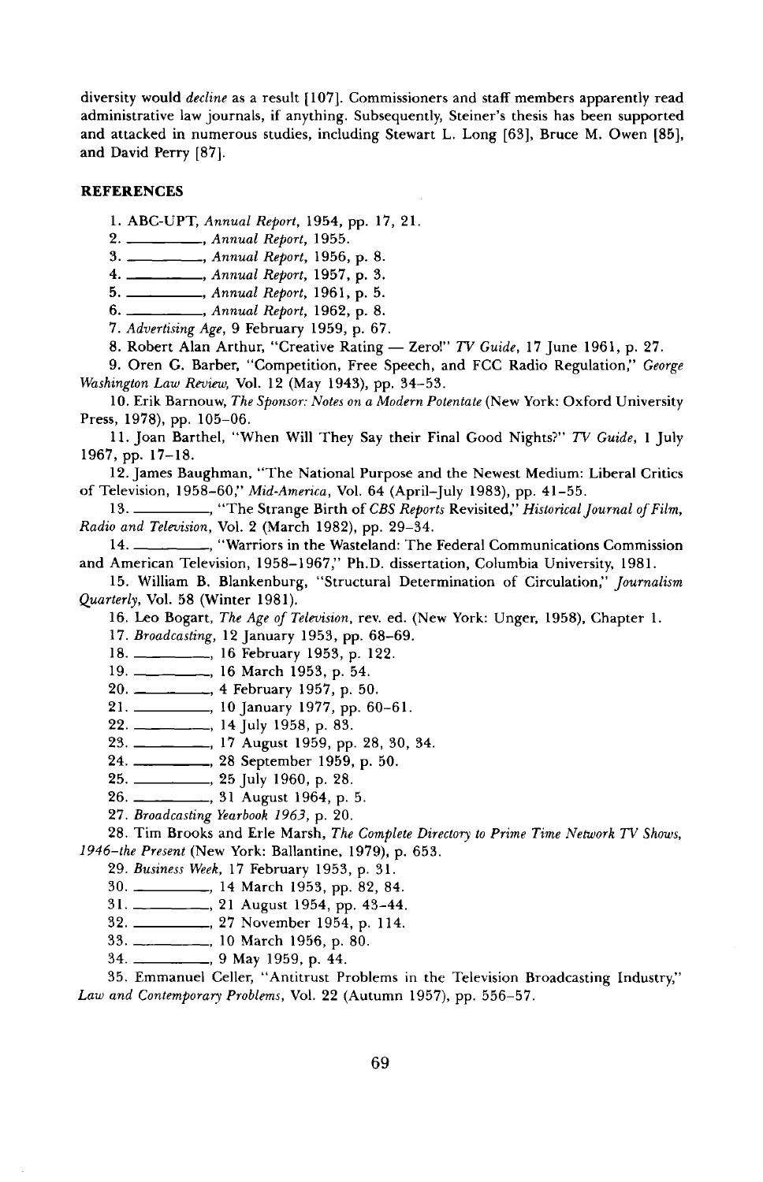diversity would *decline* as a result [107]. Commissioners and staff members apparently read administrative law journals, if anything. Subsequently, Steiner's thesis has been supported and attacked in numerous studies, including Stewart L. Long [63], Bruce M. Owen [85], and David Perry [87].

**REFERENCES**

1. ABC-UPT, *Annual Report*, 1954, pp. 17, 21.
2. ———, *Annual Report*, 1955.
3. ———, *Annual Report*, 1956, p. 8.
4. ———, *Annual Report*, 1957, p. 3.
5. ———, *Annual Report*, 1961, p. 5.
6. ———, *Annual Report*, 1962, p. 8.
7. *Advertising Age*, 9 February 1959, p. 67.
8. Robert Alan Arthur, "Creative Rating — Zero!" *TV Guide*, 17 June 1961, p. 27.
9. Oren G. Barber, "Competition, Free Speech, and FCC Radio Regulation," *George Washington Law Review*, Vol. 12 (May 1943), pp. 34–53.
10. Erik Barnouw, *The Sponsor: Notes on a Modern Potentate* (New York: Oxford University Press, 1978), pp. 105–06.
11. Joan Barthel, "When Will They Say their Final Good Nights?" *TV Guide*, 1 July 1967, pp. 17–18.
12. James Baughman, "The National Purpose and the Newest Medium: Liberal Critics of Television, 1958–60," *Mid-America*, Vol. 64 (April–July 1983), pp. 41–55.
13. ———, "The Strange Birth of *CBS Reports* Revisited," *Historical Journal of Film, Radio and Television*, Vol. 2 (March 1982), pp. 29–34.
14. ———, "Warriors in the Wasteland: The Federal Communications Commission and American Television, 1958–1967," Ph.D. dissertation, Columbia University, 1981.
15. William B. Blankenburg, "Structural Determination of Circulation," *Journalism Quarterly*, Vol. 58 (Winter 1981).
16. Leo Bogart, *The Age of Television*, rev. ed. (New York: Unger, 1958), Chapter 1.
17. *Broadcasting*, 12 January 1953, pp. 68–69.
18. ———, 16 February 1953, p. 122.
19. ———, 16 March 1953, p. 54.
20. ———, 4 February 1957, p. 50.
21. ———, 10 January 1977, pp. 60–61.
22. ———, 14 July 1958, p. 83.
23. ———, 17 August 1959, pp. 28, 30, 34.
24. ———, 28 September 1959, p. 50.
25. ———, 25 July 1960, p. 28.
26. ———, 31 August 1964, p. 5.
27. *Broadcasting Yearbook 1963*, p. 20.
28. Tim Brooks and Erle Marsh, *The Complete Directory to Prime Time Network TV Shows, 1946–the Present* (New York: Ballantine, 1979), p. 653.
29. *Business Week*, 17 February 1953, p. 31.
30. ———, 14 March 1953, pp. 82, 84.
31. ———, 21 August 1954, pp. 43–44.
32. ———, 27 November 1954, p. 114.
33. ———, 10 March 1956, p. 80.
34. ———, 9 May 1959, p. 44.
35. Emmanuel Celler, "Antitrust Problems in the Television Broadcasting Industry," *Law and Contemporary Problems*, Vol. 22 (Autumn 1957), pp. 556–57.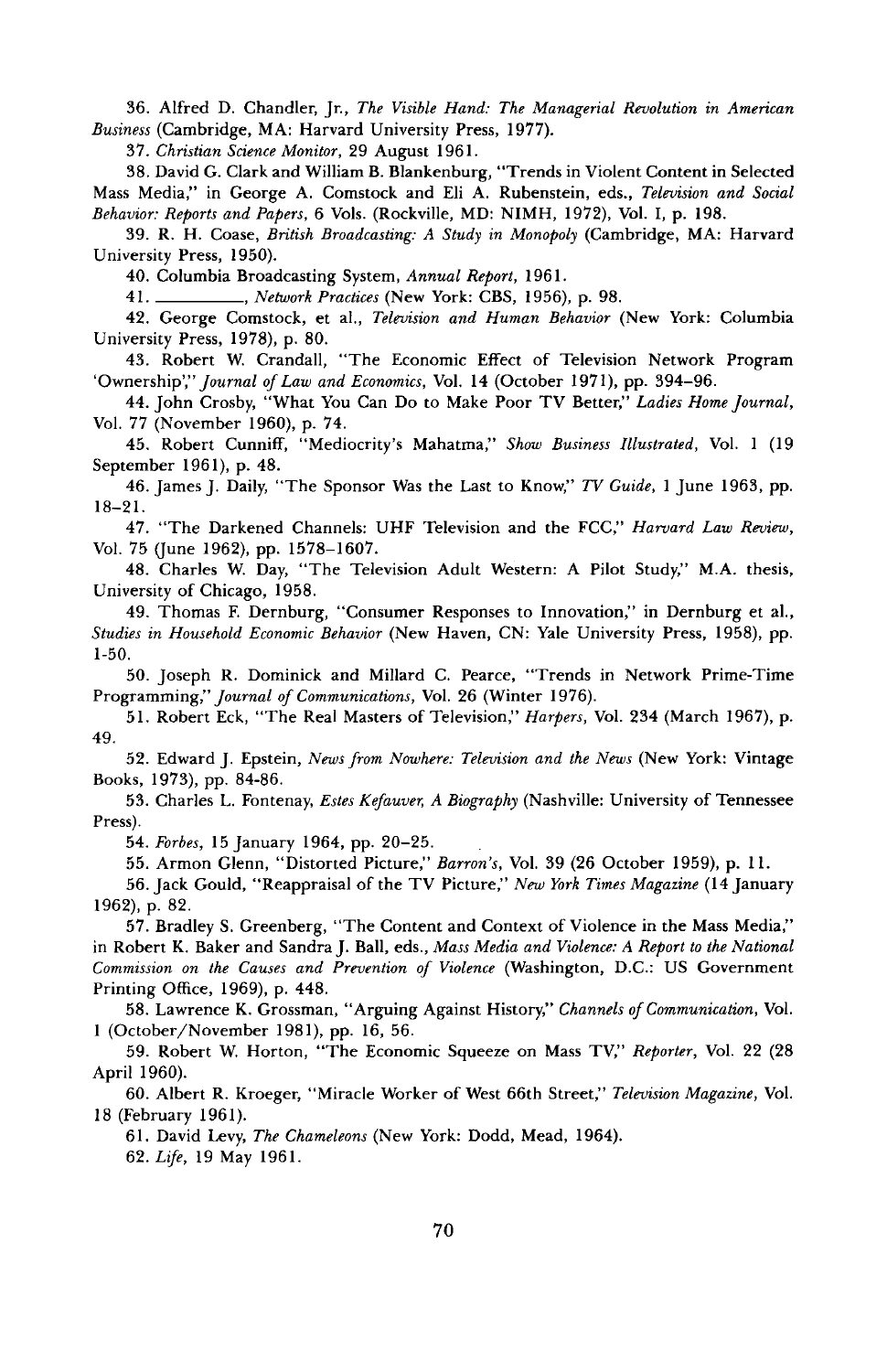36. Alfred D. Chandler, Jr., *The Visible Hand: The Managerial Revolution in American Business* (Cambridge, MA: Harvard University Press, 1977).

37. *Christian Science Monitor*, 29 August 1961.

38. David G. Clark and William B. Blankenburg, "Trends in Violent Content in Selected Mass Media," in George A. Comstock and Eli A. Rubenstein, eds., *Television and Social Behavior: Reports and Papers*, 6 Vols. (Rockville, MD: NIMH, 1972), Vol. I, p. 198.

39. R. H. Coase, *British Broadcasting: A Study in Monopoly* (Cambridge, MA: Harvard University Press, 1950).

40. Columbia Broadcasting System, *Annual Report*, 1961.

41. ________, *Network Practices* (New York: CBS, 1956), p. 98.

42. George Comstock, et al., *Television and Human Behavior* (New York: Columbia University Press, 1978), p. 80.

43. Robert W. Crandall, "The Economic Effect of Television Network Program 'Ownership'," *Journal of Law and Economics*, Vol. 14 (October 1971), pp. 394–96.

44. John Crosby, "What You Can Do to Make Poor TV Better," *Ladies Home Journal*, Vol. 77 (November 1960), p. 74.

45. Robert Cunniff, "Mediocrity's Mahatma," *Show Business Illustrated*, Vol. 1 (19 September 1961), p. 48.

46. James J. Daily, "The Sponsor Was the Last to Know," *TV Guide*, 1 June 1963, pp. 18–21.

47. "The Darkened Channels: UHF Television and the FCC," *Harvard Law Review*, Vol. 75 (June 1962), pp. 1578–1607.

48. Charles W. Day, "The Television Adult Western: A Pilot Study," M.A. thesis, University of Chicago, 1958.

49. Thomas F. Dernburg, "Consumer Responses to Innovation," in Dernburg et al., *Studies in Household Economic Behavior* (New Haven, CN: Yale University Press, 1958), pp. 1-50.

50. Joseph R. Dominick and Millard C. Pearce, "Trends in Network Prime-Time Programming," *Journal of Communications*, Vol. 26 (Winter 1976).

51. Robert Eck, "The Real Masters of Television," *Harpers*, Vol. 234 (March 1967), p. 49.

52. Edward J. Epstein, *News from Nowhere: Television and the News* (New York: Vintage Books, 1973), pp. 84-86.

53. Charles L. Fontenay, *Estes Kefauver, A Biography* (Nashville: University of Tennessee Press).

54. *Forbes*, 15 January 1964, pp. 20–25.

55. Armon Glenn, "Distorted Picture," *Barron's*, Vol. 39 (26 October 1959), p. 11.

56. Jack Gould, "Reappraisal of the TV Picture," *New York Times Magazine* (14 January 1962), p. 82.

57. Bradley S. Greenberg, "The Content and Context of Violence in the Mass Media," in Robert K. Baker and Sandra J. Ball, eds., *Mass Media and Violence: A Report to the National Commission on the Causes and Prevention of Violence* (Washington, D.C.: US Government Printing Office, 1969), p. 448.

58. Lawrence K. Grossman, "Arguing Against History," *Channels of Communication*, Vol. 1 (October/November 1981), pp. 16, 56.

59. Robert W. Horton, "The Economic Squeeze on Mass TV," *Reporter*, Vol. 22 (28 April 1960).

60. Albert R. Kroeger, "Miracle Worker of West 66th Street," *Television Magazine*, Vol. 18 (February 1961).

61. David Levy, *The Chameleons* (New York: Dodd, Mead, 1964).

62. *Life*, 19 May 1961.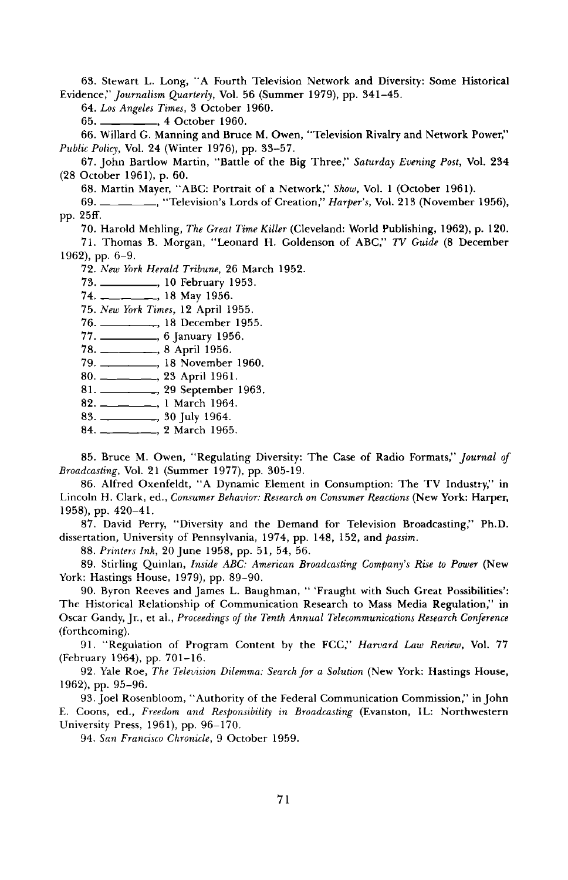63. Stewart L. Long, "A Fourth Television Network and Diversity: Some Historical Evidence," *Journalism Quarterly*, Vol. 56 (Summer 1979), pp. 341–45.

64. *Los Angeles Times*, 3 October 1960.

65. ________, 4 October 1960.

66. Willard G. Manning and Bruce M. Owen, "Television Rivalry and Network Power," *Public Policy*, Vol. 24 (Winter 1976), pp. 33–57.

67. John Bartlow Martin, "Battle of the Big Three," *Saturday Evening Post*, Vol. 234 (28 October 1961), p. 60.

68. Martin Mayer, "ABC: Portrait of a Network," *Show*, Vol. 1 (October 1961).

69. ________, "Television's Lords of Creation," *Harper's*, Vol. 213 (November 1956), pp. 25ff.

70. Harold Mehling, *The Great Time Killer* (Cleveland: World Publishing, 1962), p. 120.

71. Thomas B. Morgan, "Leonard H. Goldenson of ABC," *TV Guide* (8 December 1962), pp. 6–9.

72. *New York Herald Tribune*, 26 March 1952.

73. ________, 10 February 1953.

74. ________, 18 May 1956.

75. *New York Times*, 12 April 1955.

76. ________, 18 December 1955.

77. ________, 6 January 1956.

78. ________, 8 April 1956.

79. ________, 18 November 1960.

80. ________, 23 April 1961.

81. ________, 29 September 1963.

82. ________, 1 March 1964.

83. ________, 30 July 1964.

84. ________, 2 March 1965.

85. Bruce M. Owen, "Regulating Diversity: The Case of Radio Formats," *Journal of Broadcasting*, Vol. 21 (Summer 1977), pp. 305-19.

86. Alfred Oxenfeldt, "A Dynamic Element in Consumption: The TV Industry," in Lincoln H. Clark, ed., *Consumer Behavior: Research on Consumer Reactions* (New York: Harper, 1958), pp. 420–41.

87. David Perry, "Diversity and the Demand for Television Broadcasting," Ph.D. dissertation, University of Pennsylvania, 1974, pp. 148, 152, and *passim*.

88. *Printers Ink*, 20 June 1958, pp. 51, 54, 56.

89. Stirling Quinlan, *Inside ABC: American Broadcasting Company's Rise to Power* (New York: Hastings House, 1979), pp. 89–90.

90. Byron Reeves and James L. Baughman, " 'Fraught with Such Great Possibilities': The Historical Relationship of Communication Research to Mass Media Regulation," in Oscar Gandy, Jr., et al., *Proceedings of the Tenth Annual Telecommunications Research Conference* (forthcoming).

91. "Regulation of Program Content by the FCC," *Harvard Law Review*, Vol. 77 (February 1964), pp. 701–16.

92. Yale Roe, *The Television Dilemma: Search for a Solution* (New York: Hastings House, 1962), pp. 95–96.

93. Joel Rosenbloom, "Authority of the Federal Communication Commission," in John E. Coons, ed., *Freedom and Responsibility in Broadcasting* (Evanston, IL: Northwestern University Press, 1961), pp. 96–170.

94. *San Francisco Chronicle*, 9 October 1959.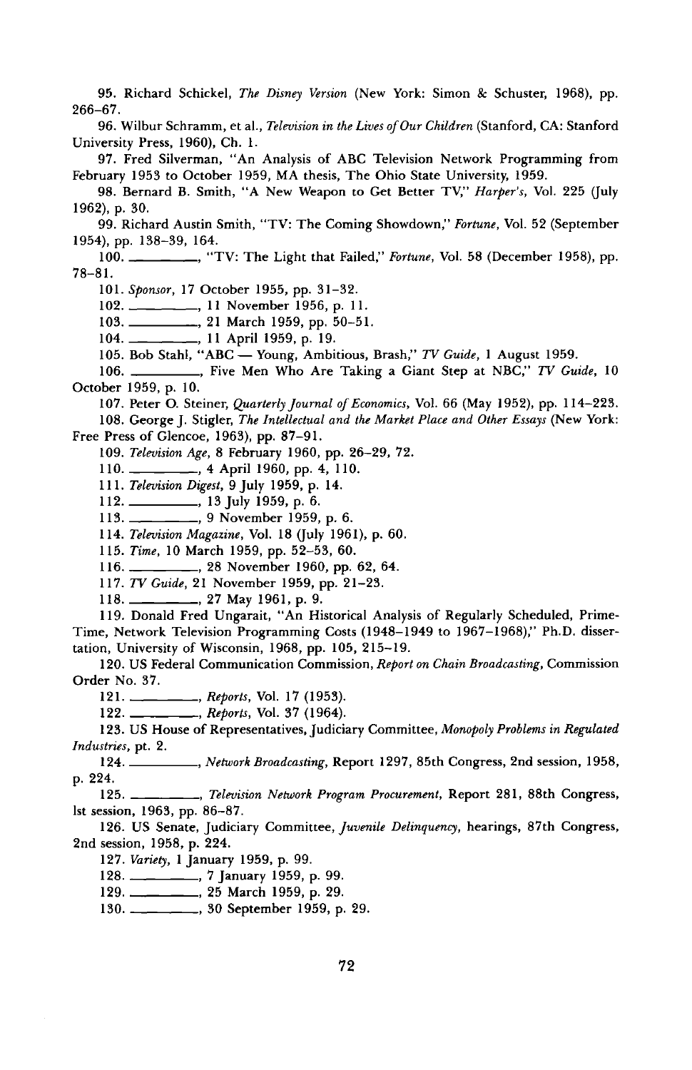95. Richard Schickel, *The Disney Version* (New York: Simon & Schuster, 1968), pp. 266–67.

96. Wilbur Schramm, et al., *Television in the Lives of Our Children* (Stanford, CA: Stanford University Press, 1960), Ch. 1.

97. Fred Silverman, "An Analysis of ABC Television Network Programming from February 1953 to October 1959, MA thesis, The Ohio State University, 1959.

98. Bernard B. Smith, "A New Weapon to Get Better TV," *Harper's*, Vol. 225 (July 1962), p. 30.

99. Richard Austin Smith, "TV: The Coming Showdown," *Fortune*, Vol. 52 (September 1954), pp. 138–39, 164.

100. ———, "TV: The Light that Failed," *Fortune*, Vol. 58 (December 1958), pp. 78–81.

101. *Sponsor*, 17 October 1955, pp. 31–32.

102. ———, 11 November 1956, p. 11.

103. ———, 21 March 1959, pp. 50–51.

104. ———, 11 April 1959, p. 19.

105. Bob Stahl, "ABC — Young, Ambitious, Brash," *TV Guide*, 1 August 1959.

106. ———, Five Men Who Are Taking a Giant Step at NBC," *TV Guide*, 10 October 1959, p. 10.

107. Peter O. Steiner, *Quarterly Journal of Economics*, Vol. 66 (May 1952), pp. 114–223.

108. George J. Stigler, *The Intellectual and the Market Place and Other Essays* (New York: Free Press of Glencoe, 1963), pp. 87–91.

109. *Television Age*, 8 February 1960, pp. 26–29, 72.

110. ———, 4 April 1960, pp. 4, 110.

111. *Television Digest*, 9 July 1959, p. 14.

112. ———, 13 July 1959, p. 6.

113. ———, 9 November 1959, p. 6.

114. *Television Magazine*, Vol. 18 (July 1961), p. 60.

115. *Time*, 10 March 1959, pp. 52–53, 60.

116. ———, 28 November 1960, pp. 62, 64.

117. *TV Guide*, 21 November 1959, pp. 21–23.

118. ———, 27 May 1961, p. 9.

119. Donald Fred Ungarait, "An Historical Analysis of Regularly Scheduled, Prime-Time, Network Television Programming Costs (1948–1949 to 1967–1968)," Ph.D. dissertation, University of Wisconsin, 1968, pp. 105, 215–19.

120. US Federal Communication Commission, *Report on Chain Broadcasting*, Commission Order No. 37.

121. ———, *Reports*, Vol. 17 (1953).

122. ———, *Reports*, Vol. 37 (1964).

123. US House of Representatives, Judiciary Committee, *Monopoly Problems in Regulated Industries*, pt. 2.

124. ———, *Network Broadcasting*, Report 1297, 85th Congress, 2nd session, 1958, p. 224.

125. ———, *Television Network Program Procurement*, Report 281, 88th Congress, 1st session, 1963, pp. 86–87.

126. US Senate, Judiciary Committee, *Juvenile Delinquency*, hearings, 87th Congress, 2nd session, 1958, p. 224.

127. *Variety*, 1 January 1959, p. 99.

128. ———, 7 January 1959, p. 99.

129. ———, 25 March 1959, p. 29.

130. ———, 30 September 1959, p. 29.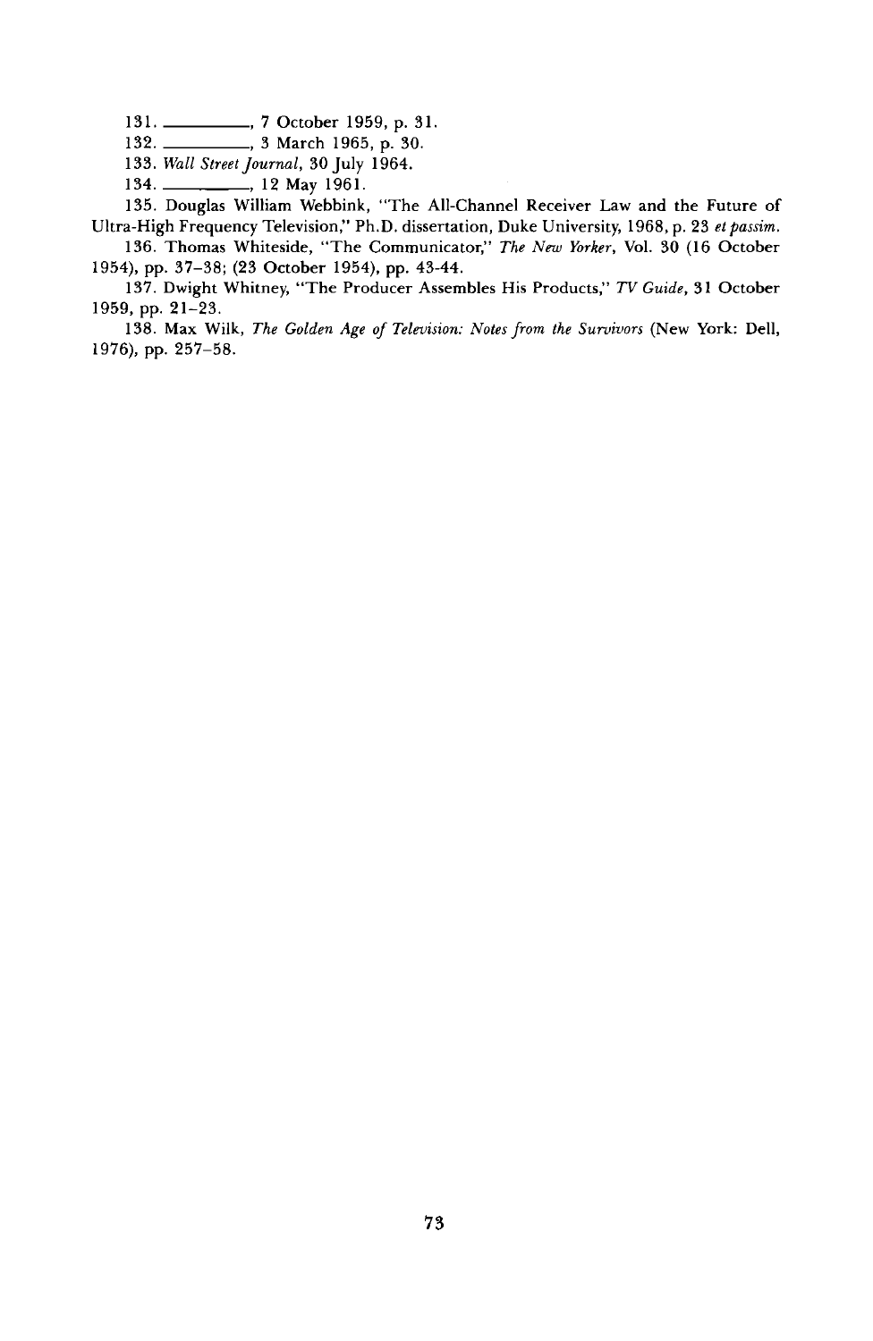131. ________, 7 October 1959, p. 31.

132. ________, 3 March 1965, p. 30.

133. *Wall Street Journal*, 30 July 1964.

134. ________, 12 May 1961.

135. Douglas William Webbink, "The All-Channel Receiver Law and the Future of Ultra-High Frequency Television," Ph.D. dissertation, Duke University, 1968, p. 23 *et passim*.

136. Thomas Whiteside, "The Communicator," *The New Yorker*, Vol. 30 (16 October 1954), pp. 37–38; (23 October 1954), pp. 43-44.

137. Dwight Whitney, "The Producer Assembles His Products," *TV Guide*, 31 October 1959, pp. 21–23.

138. Max Wilk, *The Golden Age of Television: Notes from the Survivors* (New York: Dell, 1976), pp. 257–58.